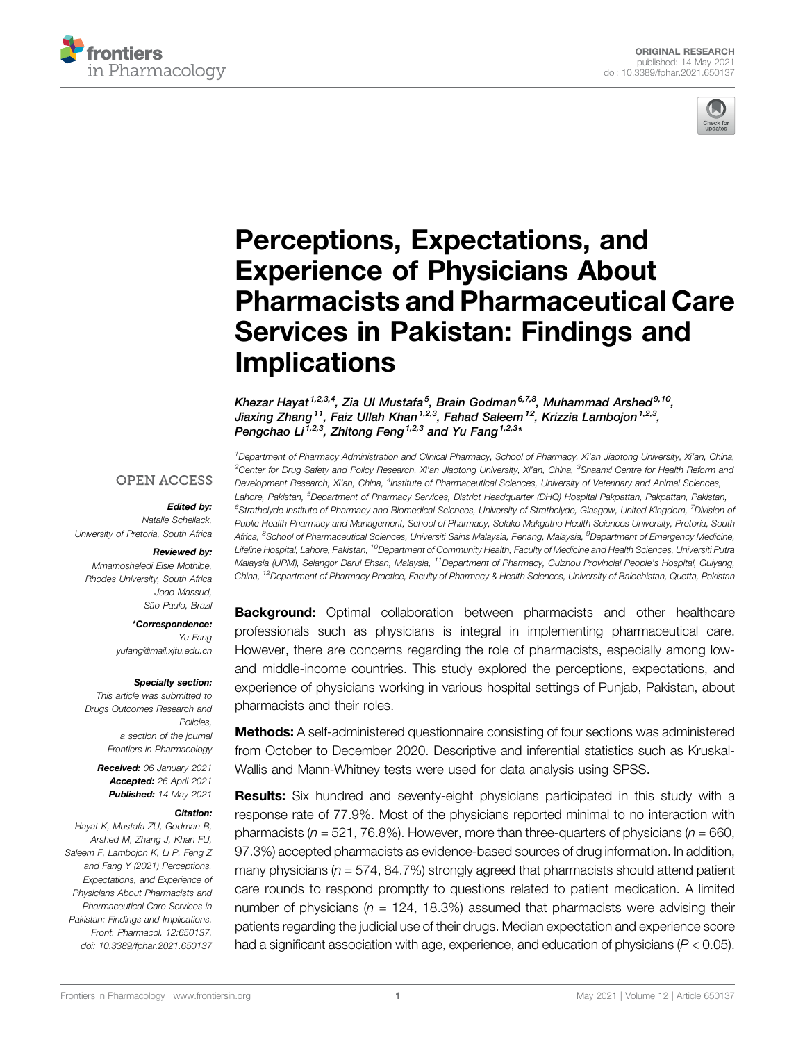ORIGINAL RESEARCH
published: 14 May 2021
doi: 10.3389/fphar.2021.650137

# Perceptions, Expectations, and Experience of Physicians About Pharmacists and Pharmaceutical Care Services in Pakistan: Findings and Implications

Khezar Hayat[1,2,3,4], Zia Ul Mustafa[5], Brain Godman[6,7,8], Muhammad Arshed[9,10], Jiaxing Zhang[11], Faiz Ullah Khan[1,2,3], Fahad Saleem[12], Krizzia Lambojon[1,2,3], Pengchao Li[1,2,3], Zhitong Feng[1,2,3] and Yu Fang[1,2,3]*

[1]Department of Pharmacy Administration and Clinical Pharmacy, School of Pharmacy, Xi'an Jiaotong University, Xi'an, China, [2]Center for Drug Safety and Policy Research, Xi'an Jiaotong University, Xi'an, China, [3]Shaanxi Centre for Health Reform and Development Research, Xi'an, China, [4]Institute of Pharmaceutical Sciences, University of Veterinary and Animal Sciences, Lahore, Pakistan, [5]Department of Pharmacy Services, District Headquarter (DHQ) Hospital Pakpattan, Pakpattan, Pakistan, [6]Strathclyde Institute of Pharmacy and Biomedical Sciences, University of Strathclyde, Glasgow, United Kingdom, [7]Division of Public Health Pharmacy and Management, School of Pharmacy, Sefako Makgatho Health Sciences University, Pretoria, South Africa, [8]School of Pharmaceutical Sciences, Universiti Sains Malaysia, Penang, Malaysia, [9]Department of Emergency Medicine, Lifeline Hospital, Lahore, Pakistan, [10]Department of Community Health, Faculty of Medicine and Health Sciences, Universiti Putra Malaysia (UPM), Selangor Darul Ehsan, Malaysia, [11]Department of Pharmacy, Guizhou Provincial People's Hospital, Guiyang, China, [12]Department of Pharmacy Practice, Faculty of Pharmacy & Health Sciences, University of Balochistan, Quetta, Pakistan

OPEN ACCESS

***Edited by:***
Natalie Schellack,
University of Pretoria, South Africa

***Reviewed by:***
Mmamosheledi Elsie Mothibe,
Rhodes University, South Africa
Joao Massud,
São Paulo, Brazil

***\*Correspondence:***
Yu Fang
yufang@mail.xjtu.edu.cn

***Specialty section:***
This article was submitted to Drugs Outcomes Research and Policies, a section of the journal Frontiers in Pharmacology

***Received:*** 06 January 2021
***Accepted:*** 26 April 2021
***Published:*** 14 May 2021

***Citation:***
Hayat K, Mustafa ZU, Godman B, Arshed M, Zhang J, Khan FU, Saleem F, Lambojon K, Li P, Feng Z and Fang Y (2021) Perceptions, Expectations, and Experience of Physicians About Pharmacists and Pharmaceutical Care Services in Pakistan: Findings and Implications. Front. Pharmacol. 12:650137. doi: 10.3389/fphar.2021.650137

**Background:** Optimal collaboration between pharmacists and other healthcare professionals such as physicians is integral in implementing pharmaceutical care. However, there are concerns regarding the role of pharmacists, especially among low- and middle-income countries. This study explored the perceptions, expectations, and experience of physicians working in various hospital settings of Punjab, Pakistan, about pharmacists and their roles.

**Methods:** A self-administered questionnaire consisting of four sections was administered from October to December 2020. Descriptive and inferential statistics such as Kruskal-Wallis and Mann-Whitney tests were used for data analysis using SPSS.

**Results:** Six hundred and seventy-eight physicians participated in this study with a response rate of 77.9%. Most of the physicians reported minimal to no interaction with pharmacists ($n = 521$, 76.8%). However, more than three-quarters of physicians ($n = 660$, 97.3%) accepted pharmacists as evidence-based sources of drug information. In addition, many physicians ($n = 574$, 84.7%) strongly agreed that pharmacists should attend patient care rounds to respond promptly to questions related to patient medication. A limited number of physicians ($n = 124$, 18.3%) assumed that pharmacists were advising their patients regarding the judicial use of their drugs. Median expectation and experience score had a significant association with age, experience, and education of physicians ($P < 0.05$).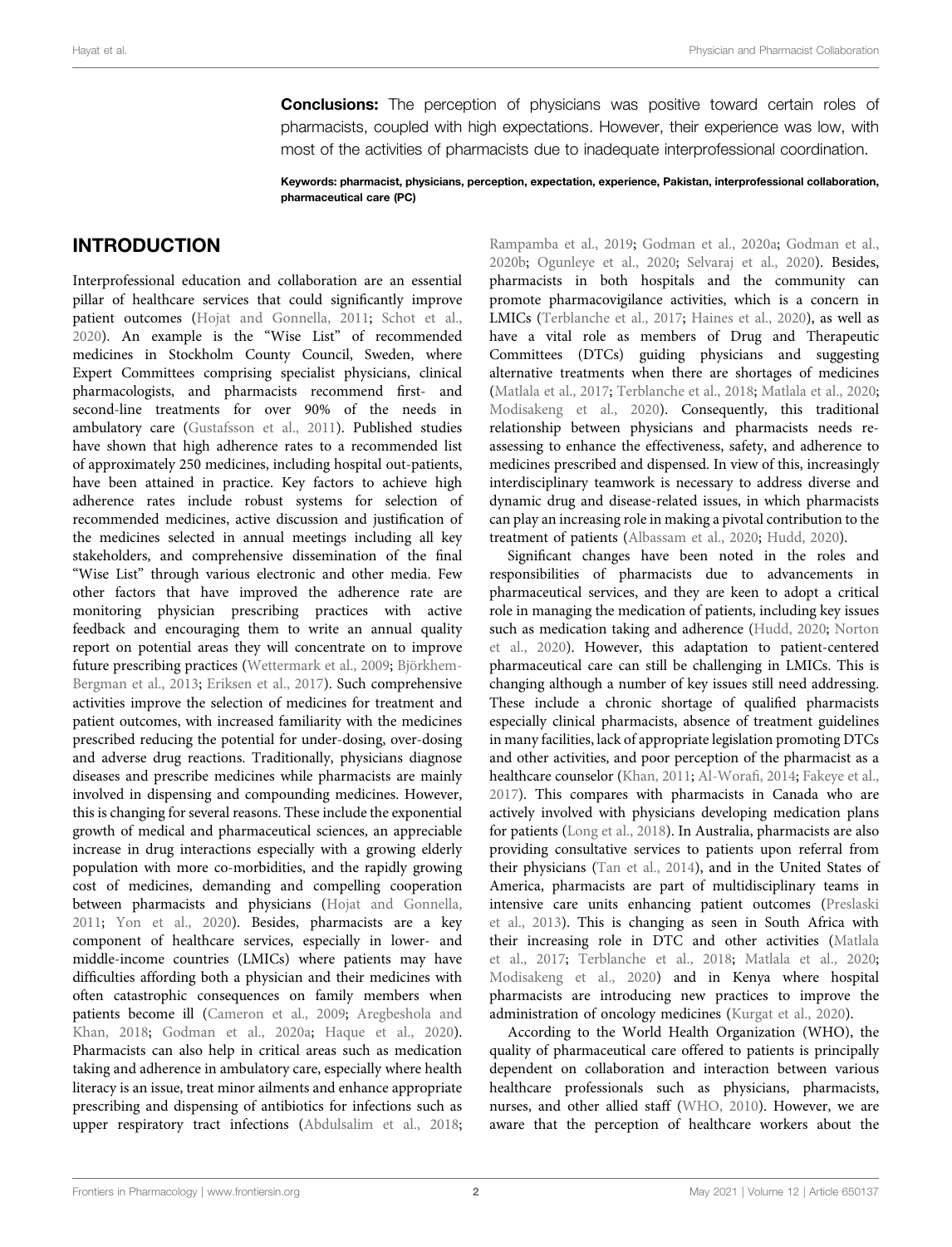**Conclusions:** The perception of physicians was positive toward certain roles of pharmacists, coupled with high expectations. However, their experience was low, with most of the activities of pharmacists due to inadequate interprofessional coordination.

**Keywords: pharmacist, physicians, perception, expectation, experience, Pakistan, interprofessional collaboration, pharmaceutical care (PC)**

## INTRODUCTION

Interprofessional education and collaboration are an essential pillar of healthcare services that could significantly improve patient outcomes (Hojat and Gonnella, 2011; Schot et al., 2020). An example is the "Wise List" of recommended medicines in Stockholm County Council, Sweden, where Expert Committees comprising specialist physicians, clinical pharmacologists, and pharmacists recommend first- and second-line treatments for over 90% of the needs in ambulatory care (Gustafsson et al., 2011). Published studies have shown that high adherence rates to a recommended list of approximately 250 medicines, including hospital out-patients, have been attained in practice. Key factors to achieve high adherence rates include robust systems for selection of recommended medicines, active discussion and justification of the medicines selected in annual meetings including all key stakeholders, and comprehensive dissemination of the final "Wise List" through various electronic and other media. Few other factors that have improved the adherence rate are monitoring physician prescribing practices with active feedback and encouraging them to write an annual quality report on potential areas they will concentrate on to improve future prescribing practices (Wettermark et al., 2009; Björkhem-Bergman et al., 2013; Eriksen et al., 2017). Such comprehensive activities improve the selection of medicines for treatment and patient outcomes, with increased familiarity with the medicines prescribed reducing the potential for under-dosing, over-dosing and adverse drug reactions. Traditionally, physicians diagnose diseases and prescribe medicines while pharmacists are mainly involved in dispensing and compounding medicines. However, this is changing for several reasons. These include the exponential growth of medical and pharmaceutical sciences, an appreciable increase in drug interactions especially with a growing elderly population with more co-morbidities, and the rapidly growing cost of medicines, demanding and compelling cooperation between pharmacists and physicians (Hojat and Gonnella, 2011; Yon et al., 2020). Besides, pharmacists are a key component of healthcare services, especially in lower- and middle-income countries (LMICs) where patients may have difficulties affording both a physician and their medicines with often catastrophic consequences on family members when patients become ill (Cameron et al., 2009; Aregbeshola and Khan, 2018; Godman et al., 2020a; Haque et al., 2020). Pharmacists can also help in critical areas such as medication taking and adherence in ambulatory care, especially where health literacy is an issue, treat minor ailments and enhance appropriate prescribing and dispensing of antibiotics for infections such as upper respiratory tract infections (Abdulsalim et al., 2018; Rampamba et al., 2019; Godman et al., 2020a; Godman et al., 2020b; Ogunleye et al., 2020; Selvaraj et al., 2020). Besides, pharmacists in both hospitals and the community can promote pharmacovigilance activities, which is a concern in LMICs (Terblanche et al., 2017; Haines et al., 2020), as well as have a vital role as members of Drug and Therapeutic Committees (DTCs) guiding physicians and suggesting alternative treatments when there are shortages of medicines (Matlala et al., 2017; Terblanche et al., 2018; Matlala et al., 2020; Modisakeng et al., 2020). Consequently, this traditional relationship between physicians and pharmacists needs re-assessing to enhance the effectiveness, safety, and adherence to medicines prescribed and dispensed. In view of this, increasingly interdisciplinary teamwork is necessary to address diverse and dynamic drug and disease-related issues, in which pharmacists can play an increasing role in making a pivotal contribution to the treatment of patients (Albassam et al., 2020; Hudd, 2020).

Significant changes have been noted in the roles and responsibilities of pharmacists due to advancements in pharmaceutical services, and they are keen to adopt a critical role in managing the medication of patients, including key issues such as medication taking and adherence (Hudd, 2020; Norton et al., 2020). However, this adaptation to patient-centered pharmaceutical care can still be challenging in LMICs. This is changing although a number of key issues still need addressing. These include a chronic shortage of qualified pharmacists especially clinical pharmacists, absence of treatment guidelines in many facilities, lack of appropriate legislation promoting DTCs and other activities, and poor perception of the pharmacist as a healthcare counselor (Khan, 2011; Al-Worafi, 2014; Fakeye et al., 2017). This compares with pharmacists in Canada who are actively involved with physicians developing medication plans for patients (Long et al., 2018). In Australia, pharmacists are also providing consultative services to patients upon referral from their physicians (Tan et al., 2014), and in the United States of America, pharmacists are part of multidisciplinary teams in intensive care units enhancing patient outcomes (Preslaski et al., 2013). This is changing as seen in South Africa with their increasing role in DTC and other activities (Matlala et al., 2017; Terblanche et al., 2018; Matlala et al., 2020; Modisakeng et al., 2020) and in Kenya where hospital pharmacists are introducing new practices to improve the administration of oncology medicines (Kurgat et al., 2020).

According to the World Health Organization (WHO), the quality of pharmaceutical care offered to patients is principally dependent on collaboration and interaction between various healthcare professionals such as physicians, pharmacists, nurses, and other allied staff (WHO, 2010). However, we are aware that the perception of healthcare workers about the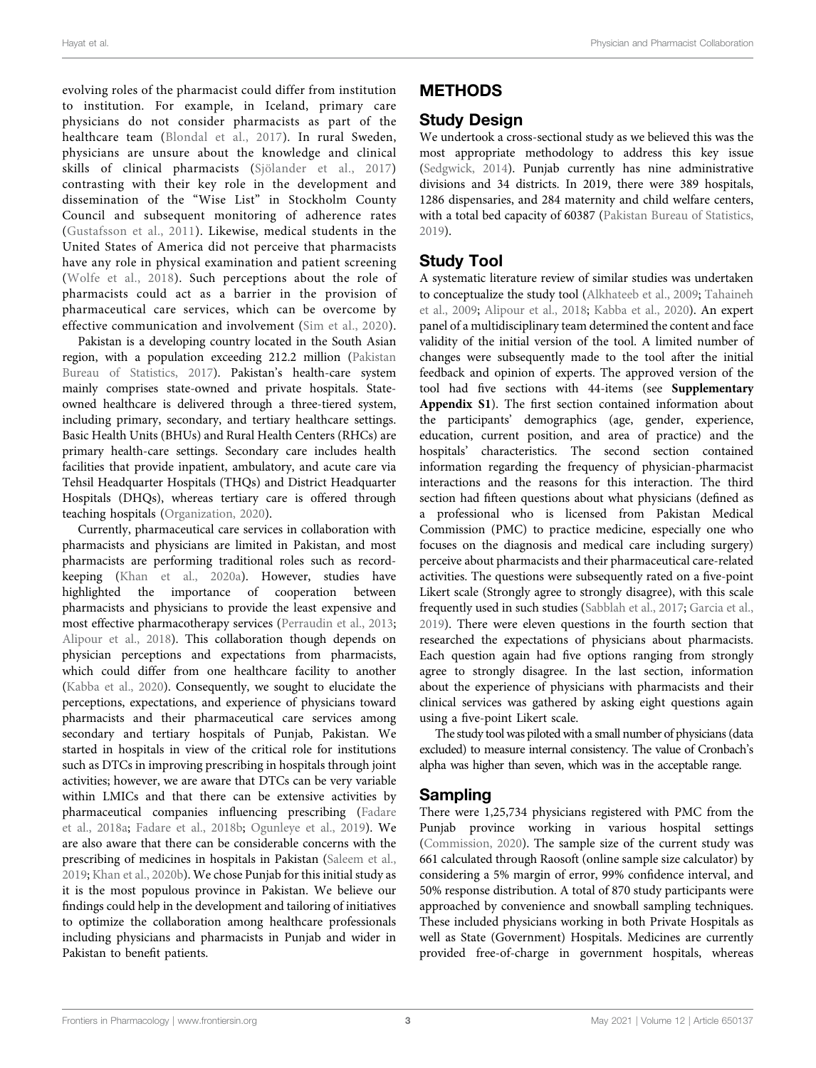evolving roles of the pharmacist could differ from institution to institution. For example, in Iceland, primary care physicians do not consider pharmacists as part of the healthcare team (Blondal et al., 2017). In rural Sweden, physicians are unsure about the knowledge and clinical skills of clinical pharmacists (Sjölander et al., 2017) contrasting with their key role in the development and dissemination of the "Wise List" in Stockholm County Council and subsequent monitoring of adherence rates (Gustafsson et al., 2011). Likewise, medical students in the United States of America did not perceive that pharmacists have any role in physical examination and patient screening (Wolfe et al., 2018). Such perceptions about the role of pharmacists could act as a barrier in the provision of pharmaceutical care services, which can be overcome by effective communication and involvement (Sim et al., 2020).

Pakistan is a developing country located in the South Asian region, with a population exceeding 212.2 million (Pakistan Bureau of Statistics, 2017). Pakistan's health-care system mainly comprises state-owned and private hospitals. State-owned healthcare is delivered through a three-tiered system, including primary, secondary, and tertiary healthcare settings. Basic Health Units (BHUs) and Rural Health Centers (RHCs) are primary health-care settings. Secondary care includes health facilities that provide inpatient, ambulatory, and acute care via Tehsil Headquarter Hospitals (THQs) and District Headquarter Hospitals (DHQs), whereas tertiary care is offered through teaching hospitals (Organization, 2020).

Currently, pharmaceutical care services in collaboration with pharmacists and physicians are limited in Pakistan, and most pharmacists are performing traditional roles such as record-keeping (Khan et al., 2020a). However, studies have highlighted the importance of cooperation between pharmacists and physicians to provide the least expensive and most effective pharmacotherapy services (Perraudin et al., 2013; Alipour et al., 2018). This collaboration though depends on physician perceptions and expectations from pharmacists, which could differ from one healthcare facility to another (Kabba et al., 2020). Consequently, we sought to elucidate the perceptions, expectations, and experience of physicians toward pharmacists and their pharmaceutical care services among secondary and tertiary hospitals of Punjab, Pakistan. We started in hospitals in view of the critical role for institutions such as DTCs in improving prescribing in hospitals through joint activities; however, we are aware that DTCs can be very variable within LMICs and that there can be extensive activities by pharmaceutical companies influencing prescribing (Fadare et al., 2018a; Fadare et al., 2018b; Ogunleye et al., 2019). We are also aware that there can be considerable concerns with the prescribing of medicines in hospitals in Pakistan (Saleem et al., 2019; Khan et al., 2020b). We chose Punjab for this initial study as it is the most populous province in Pakistan. We believe our findings could help in the development and tailoring of initiatives to optimize the collaboration among healthcare professionals including physicians and pharmacists in Punjab and wider in Pakistan to benefit patients.

# METHODS

## Study Design

We undertook a cross-sectional study as we believed this was the most appropriate methodology to address this key issue (Sedgwick, 2014). Punjab currently has nine administrative divisions and 34 districts. In 2019, there were 389 hospitals, 1286 dispensaries, and 284 maternity and child welfare centers, with a total bed capacity of 60387 (Pakistan Bureau of Statistics, 2019).

## Study Tool

A systematic literature review of similar studies was undertaken to conceptualize the study tool (Alkhateeb et al., 2009; Tahaineh et al., 2009; Alipour et al., 2018; Kabba et al., 2020). An expert panel of a multidisciplinary team determined the content and face validity of the initial version of the tool. A limited number of changes were subsequently made to the tool after the initial feedback and opinion of experts. The approved version of the tool had five sections with 44-items (see **Supplementary Appendix S1**). The first section contained information about the participants' demographics (age, gender, experience, education, current position, and area of practice) and the hospitals' characteristics. The second section contained information regarding the frequency of physician-pharmacist interactions and the reasons for this interaction. The third section had fifteen questions about what physicians (defined as a professional who is licensed from Pakistan Medical Commission (PMC) to practice medicine, especially one who focuses on the diagnosis and medical care including surgery) perceive about pharmacists and their pharmaceutical care-related activities. The questions were subsequently rated on a five-point Likert scale (Strongly agree to strongly disagree), with this scale frequently used in such studies (Sabblah et al., 2017; Garcia et al., 2019). There were eleven questions in the fourth section that researched the expectations of physicians about pharmacists. Each question again had five options ranging from strongly agree to strongly disagree. In the last section, information about the experience of physicians with pharmacists and their clinical services was gathered by asking eight questions again using a five-point Likert scale.

The study tool was piloted with a small number of physicians (data excluded) to measure internal consistency. The value of Cronbach's alpha was higher than seven, which was in the acceptable range.

## Sampling

There were 1,25,734 physicians registered with PMC from the Punjab province working in various hospital settings (Commission, 2020). The sample size of the current study was 661 calculated through Raosoft (online sample size calculator) by considering a 5% margin of error, 99% confidence interval, and 50% response distribution. A total of 870 study participants were approached by convenience and snowball sampling techniques. These included physicians working in both Private Hospitals as well as State (Government) Hospitals. Medicines are currently provided free-of-charge in government hospitals, whereas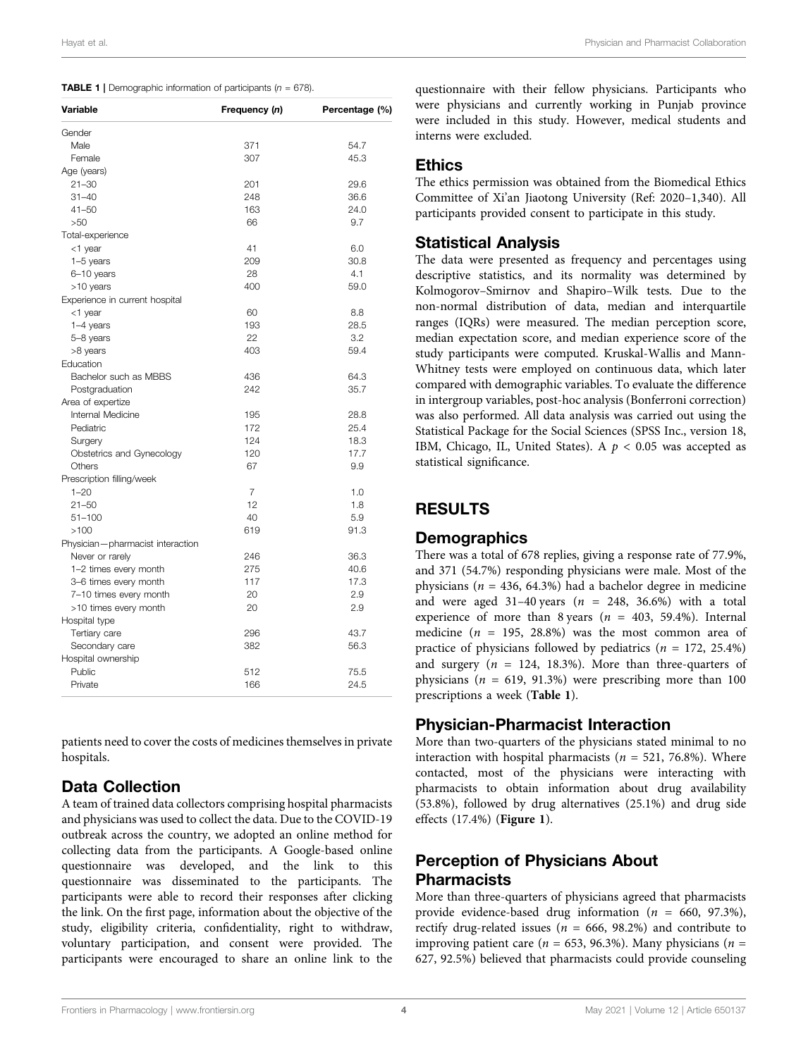**TABLE 1 |** Demographic information of participants ($n$ = 678).

| Variable | Frequency ($n$) | Percentage (%) |
|---|---|---|
| Gender | | |
| Male | 371 | 54.7 |
| Female | 307 | 45.3 |
| Age (years) | | |
| 21–30 | 201 | 29.6 |
| 31–40 | 248 | 36.6 |
| 41–50 | 163 | 24.0 |
| >50 | 66 | 9.7 |
| Total-experience | | |
| <1 year | 41 | 6.0 |
| 1–5 years | 209 | 30.8 |
| 6–10 years | 28 | 4.1 |
| >10 years | 400 | 59.0 |
| Experience in current hospital | | |
| <1 year | 60 | 8.8 |
| 1–4 years | 193 | 28.5 |
| 5–8 years | 22 | 3.2 |
| >8 years | 403 | 59.4 |
| Education | | |
| Bachelor such as MBBS | 436 | 64.3 |
| Postgraduation | 242 | 35.7 |
| Area of expertize | | |
| Internal Medicine | 195 | 28.8 |
| Pediatric | 172 | 25.4 |
| Surgery | 124 | 18.3 |
| Obstetrics and Gynecology | 120 | 17.7 |
| Others | 67 | 9.9 |
| Prescription filling/week | | |
| 1–20 | 7 | 1.0 |
| 21–50 | 12 | 1.8 |
| 51–100 | 40 | 5.9 |
| >100 | 619 | 91.3 |
| Physician—pharmacist interaction | | |
| Never or rarely | 246 | 36.3 |
| 1–2 times every month | 275 | 40.6 |
| 3–6 times every month | 117 | 17.3 |
| 7–10 times every month | 20 | 2.9 |
| >10 times every month | 20 | 2.9 |
| Hospital type | | |
| Tertiary care | 296 | 43.7 |
| Secondary care | 382 | 56.3 |
| Hospital ownership | | |
| Public | 512 | 75.5 |
| Private | 166 | 24.5 |

patients need to cover the costs of medicines themselves in private hospitals.

## Data Collection

A team of trained data collectors comprising hospital pharmacists and physicians was used to collect the data. Due to the COVID-19 outbreak across the country, we adopted an online method for collecting data from the participants. A Google-based online questionnaire was developed, and the link to this questionnaire was disseminated to the participants. The participants were able to record their responses after clicking the link. On the first page, information about the objective of the study, eligibility criteria, confidentiality, right to withdraw, voluntary participation, and consent were provided. The participants were encouraged to share an online link to the questionnaire with their fellow physicians. Participants who were physicians and currently working in Punjab province were included in this study. However, medical students and interns were excluded.

## Ethics

The ethics permission was obtained from the Biomedical Ethics Committee of Xi'an Jiaotong University (Ref: 2020–1,340). All participants provided consent to participate in this study.

## Statistical Analysis

The data were presented as frequency and percentages using descriptive statistics, and its normality was determined by Kolmogorov–Smirnov and Shapiro–Wilk tests. Due to the non-normal distribution of data, median and interquartile ranges (IQRs) were measured. The median perception score, median expectation score, and median experience score of the study participants were computed. Kruskal-Wallis and Mann-Whitney tests were employed on continuous data, which later compared with demographic variables. To evaluate the difference in intergroup variables, post-hoc analysis (Bonferroni correction) was also performed. All data analysis was carried out using the Statistical Package for the Social Sciences (SPSS Inc., version 18, IBM, Chicago, IL, United States). A $p < 0.05$ was accepted as statistical significance.

# RESULTS

## Demographics

There was a total of 678 replies, giving a response rate of 77.9%, and 371 (54.7%) responding physicians were male. Most of the physicians ($n$ = 436, 64.3%) had a bachelor degree in medicine and were aged 31–40 years ($n$ = 248, 36.6%) with a total experience of more than 8 years ($n$ = 403, 59.4%). Internal medicine ($n$ = 195, 28.8%) was the most common area of practice of physicians followed by pediatrics ($n$ = 172, 25.4%) and surgery ($n$ = 124, 18.3%). More than three-quarters of physicians ($n$ = 619, 91.3%) were prescribing more than 100 prescriptions a week (**Table 1**).

## Physician-Pharmacist Interaction

More than two-quarters of the physicians stated minimal to no interaction with hospital pharmacists ($n$ = 521, 76.8%). Where contacted, most of the physicians were interacting with pharmacists to obtain information about drug availability (53.8%), followed by drug alternatives (25.1%) and drug side effects (17.4%) (**Figure 1**).

## Perception of Physicians About Pharmacists

More than three-quarters of physicians agreed that pharmacists provide evidence-based drug information ($n$ = 660, 97.3%), rectify drug-related issues ($n$ = 666, 98.2%) and contribute to improving patient care ($n$ = 653, 96.3%). Many physicians ($n$ = 627, 92.5%) believed that pharmacists could provide counseling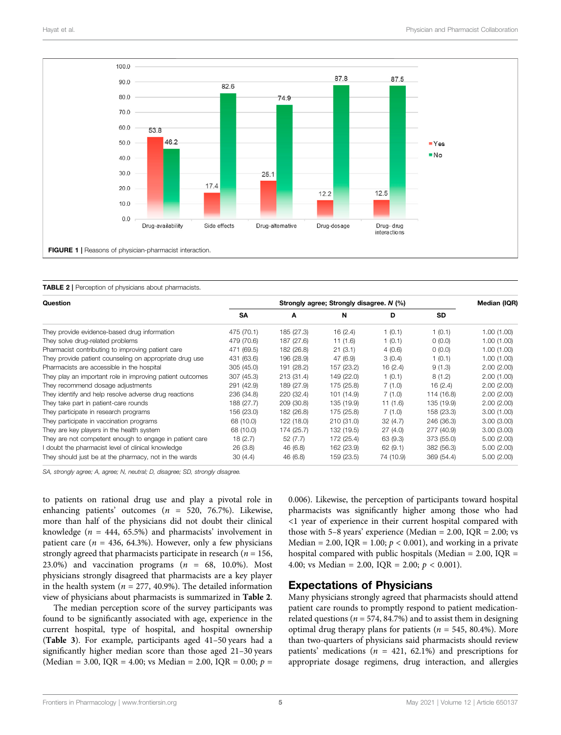FIGURE 1 | Reasons of physician-pharmacist interaction.

TABLE 2 | Perception of physicians about pharmacists.

| Question | Strongly agree; Strongly disagree. N (%) | | | | | Median (IQR) |
|---|---|---|---|---|---|---|
| | SA | A | N | D | SD | |
| They provide evidence-based drug information | 475 (70.1) | 185 (27.3) | 16 (2.4) | 1 (0.1) | 1 (0.1) | 1.00 (1.00) |
| They solve drug-related problems | 479 (70.6) | 187 (27.6) | 11 (1.6) | 1 (0.1) | 0 (0.0) | 1.00 (1.00) |
| Pharmacist contributing to improving patient care | 471 (69.5) | 182 (26.8) | 21 (3.1) | 4 (0.6) | 0 (0.0) | 1.00 (1.00) |
| They provide patient counseling on appropriate drug use | 431 (63.6) | 196 (28.9) | 47 (6.9) | 3 (0.4) | 1 (0.1) | 1.00 (1.00) |
| Pharmacists are accessible in the hospital | 305 (45.0) | 191 (28.2) | 157 (23.2) | 16 (2.4) | 9 (1.3) | 2.00 (2.00) |
| They play an important role in improving patient outcomes | 307 (45.3) | 213 (31.4) | 149 (22.0) | 1 (0.1) | 8 (1.2) | 2.00 (1.00) |
| They recommend dosage adjustments | 291 (42.9) | 189 (27.9) | 175 (25.8) | 7 (1.0) | 16 (2.4) | 2.00 (2.00) |
| They identify and help resolve adverse drug reactions | 236 (34.8) | 220 (32.4) | 101 (14.9) | 7 (1.0) | 114 (16.8) | 2.00 (2.00) |
| They take part in patient-care rounds | 188 (27.7) | 209 (30.8) | 135 (19.9) | 11 (1.6) | 135 (19.9) | 2.00 (2.00) |
| They participate in research programs | 156 (23.0) | 182 (26.8) | 175 (25.8) | 7 (1.0) | 158 (23.3) | 3.00 (1.00) |
| They participate in vaccination programs | 68 (10.0) | 122 (18.0) | 210 (31.0) | 32 (4.7) | 246 (36.3) | 3.00 (3.00) |
| They are key players in the health system | 68 (10.0) | 174 (25.7) | 132 (19.5) | 27 (4.0) | 277 (40.9) | 3.00 (3.00) |
| They are not competent enough to engage in patient care | 18 (2.7) | 52 (7.7) | 172 (25.4) | 63 (9.3) | 373 (55.0) | 5.00 (2.00) |
| I doubt the pharmacist level of clinical knowledge | 26 (3.8) | 46 (6.8) | 162 (23.9) | 62 (9.1) | 382 (56.3) | 5.00 (2.00) |
| They should just be at the pharmacy, not in the wards | 30 (4.4) | 46 (6.8) | 159 (23.5) | 74 (10.9) | 369 (54.4) | 5.00 (2.00) |

SA, strongly agree; A, agree; N, neutral; D, disagree; SD, strongly disagree.

to patients on rational drug use and play a pivotal role in enhancing patients' outcomes ($n$ = 520, 76.7%). Likewise, more than half of the physicians did not doubt their clinical knowledge ($n$ = 444, 65.5%) and pharmacists' involvement in patient care ($n$ = 436, 64.3%). However, only a few physicians strongly agreed that pharmacists participate in research ($n$ = 156, 23.0%) and vaccination programs ($n$ = 68, 10.0%). Most physicians strongly disagreed that pharmacists are a key player in the health system ($n$ = 277, 40.9%). The detailed information view of physicians about pharmacists is summarized in **Table 2**.

The median perception score of the survey participants was found to be significantly associated with age, experience in the current hospital, type of hospital, and hospital ownership (**Table 3**). For example, participants aged 41–50 years had a significantly higher median score than those aged 21–30 years (Median = 3.00, IQR = 4.00; vs Median = 2.00, IQR = 0.00; $p$ = 0.006). Likewise, the perception of participants toward hospital pharmacists was significantly higher among those who had <1 year of experience in their current hospital compared with those with 5–8 years' experience (Median = 2.00, IQR = 2.00; vs Median = 2.00, IQR = 1.00; $p$ < 0.001), and working in a private hospital compared with public hospitals (Median = 2.00, IQR = 4.00; vs Median = 2.00, IQR = 2.00; $p$ < 0.001).

## Expectations of Physicians

Many physicians strongly agreed that pharmacists should attend patient care rounds to promptly respond to patient medication-related questions ($n$ = 574, 84.7%) and to assist them in designing optimal drug therapy plans for patients ($n$ = 545, 80.4%). More than two-quarters of physicians said pharmacists should review patients' medications ($n$ = 421, 62.1%) and prescriptions for appropriate dosage regimens, drug interaction, and allergies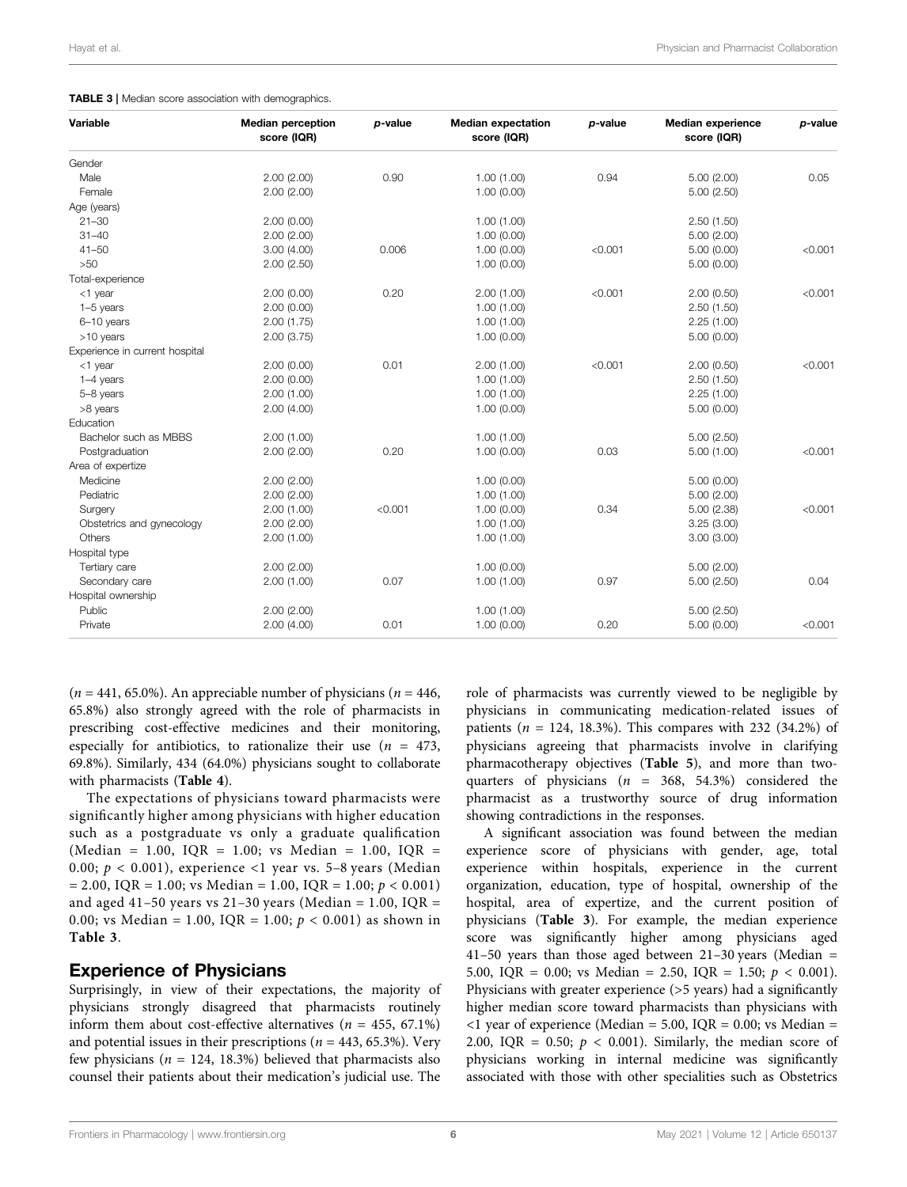**TABLE 3** | Median score association with demographics.

| Variable | Median perception score (IQR) | p-value | Median expectation score (IQR) | p-value | Median experience score (IQR) | p-value |
|---|---|---|---|---|---|---|
| Gender | | | | | | |
| Male | 2.00 (2.00) | 0.90 | 1.00 (1.00) | 0.94 | 5.00 (2.00) | 0.05 |
| Female | 2.00 (2.00) | | 1.00 (0.00) | | 5.00 (2.50) | |
| Age (years) | | | | | | |
| 21–30 | 2.00 (0.00) | | 1.00 (1.00) | | 2.50 (1.50) | |
| 31–40 | 2.00 (2.00) | | 1.00 (0.00) | | 5.00 (2.00) | |
| 41–50 | 3.00 (4.00) | 0.006 | 1.00 (0.00) | <0.001 | 5.00 (0.00) | <0.001 |
| >50 | 2.00 (2.50) | | 1.00 (0.00) | | 5.00 (0.00) | |
| Total-experience | | | | | | |
| <1 year | 2.00 (0.00) | 0.20 | 2.00 (1.00) | <0.001 | 2.00 (0.50) | <0.001 |
| 1–5 years | 2.00 (0.00) | | 1.00 (1.00) | | 2.50 (1.50) | |
| 6–10 years | 2.00 (1.75) | | 1.00 (1.00) | | 2.25 (1.00) | |
| >10 years | 2.00 (3.75) | | 1.00 (0.00) | | 5.00 (0.00) | |
| Experience in current hospital | | | | | | |
| <1 year | 2.00 (0.00) | 0.01 | 2.00 (1.00) | <0.001 | 2.00 (0.50) | <0.001 |
| 1–4 years | 2.00 (0.00) | | 1.00 (1.00) | | 2.50 (1.50) | |
| 5–8 years | 2.00 (1.00) | | 1.00 (1.00) | | 2.25 (1.00) | |
| >8 years | 2.00 (4.00) | | 1.00 (0.00) | | 5.00 (0.00) | |
| Education | | | | | | |
| Bachelor such as MBBS | 2.00 (1.00) | | 1.00 (1.00) | | 5.00 (2.50) | |
| Postgraduation | 2.00 (2.00) | 0.20 | 1.00 (0.00) | 0.03 | 5.00 (1.00) | <0.001 |
| Area of expertize | | | | | | |
| Medicine | 2.00 (2.00) | | 1.00 (0.00) | | 5.00 (0.00) | |
| Pediatric | 2.00 (2.00) | | 1.00 (1.00) | | 5.00 (2.00) | |
| Surgery | 2.00 (1.00) | <0.001 | 1.00 (0.00) | 0.34 | 5.00 (2.38) | <0.001 |
| Obstetrics and gynecology | 2.00 (2.00) | | 1.00 (1.00) | | 3.25 (3.00) | |
| Others | 2.00 (1.00) | | 1.00 (1.00) | | 3.00 (3.00) | |
| Hospital type | | | | | | |
| Tertiary care | 2.00 (2.00) | | 1.00 (0.00) | | 5.00 (2.00) | |
| Secondary care | 2.00 (1.00) | 0.07 | 1.00 (1.00) | 0.97 | 5.00 (2.50) | 0.04 |
| Hospital ownership | | | | | | |
| Public | 2.00 (2.00) | | 1.00 (1.00) | | 5.00 (2.50) | |
| Private | 2.00 (4.00) | 0.01 | 1.00 (0.00) | 0.20 | 5.00 (0.00) | <0.001 |

($n$ = 441, 65.0%). An appreciable number of physicians ($n$ = 446, 65.8%) also strongly agreed with the role of pharmacists in prescribing cost-effective medicines and their monitoring, especially for antibiotics, to rationalize their use ($n$ = 473, 69.8%). Similarly, 434 (64.0%) physicians sought to collaborate with pharmacists (**Table 4**).

The expectations of physicians toward pharmacists were significantly higher among physicians with higher education such as a postgraduate vs only a graduate qualification (Median = 1.00, IQR = 1.00; vs Median = 1.00, IQR = 0.00; $p < 0.001$), experience <1 year vs. 5–8 years (Median = 2.00, IQR = 1.00; vs Median = 1.00, IQR = 1.00; $p < 0.001$) and aged 41–50 years vs 21–30 years (Median = 1.00, IQR = 0.00; vs Median = 1.00, IQR = 1.00; $p < 0.001$) as shown in **Table 3**.

## Experience of Physicians

Surprisingly, in view of their expectations, the majority of physicians strongly disagreed that pharmacists routinely inform them about cost-effective alternatives ($n$ = 455, 67.1%) and potential issues in their prescriptions ($n$ = 443, 65.3%). Very few physicians ($n$ = 124, 18.3%) believed that pharmacists also counsel their patients about their medication's judicial use. The role of pharmacists was currently viewed to be negligible by physicians in communicating medication-related issues of patients ($n$ = 124, 18.3%). This compares with 232 (34.2%) of physicians agreeing that pharmacists involve in clarifying pharmacotherapy objectives (**Table 5**), and more than two-quarters of physicians ($n$ = 368, 54.3%) considered the pharmacist as a trustworthy source of drug information showing contradictions in the responses.

A significant association was found between the median experience score of physicians with gender, age, total experience within hospitals, experience in the current organization, education, type of hospital, ownership of the hospital, area of expertize, and the current position of physicians (**Table 3**). For example, the median experience score was significantly higher among physicians aged 41–50 years than those aged between 21–30 years (Median = 5.00, IQR = 0.00; vs Median = 2.50, IQR = 1.50; $p < 0.001$). Physicians with greater experience (>5 years) had a significantly higher median score toward pharmacists than physicians with <1 year of experience (Median = 5.00, IQR = 0.00; vs Median = 2.00, IQR = 0.50; $p < 0.001$). Similarly, the median score of physicians working in internal medicine was significantly associated with those with other specialities such as Obstetrics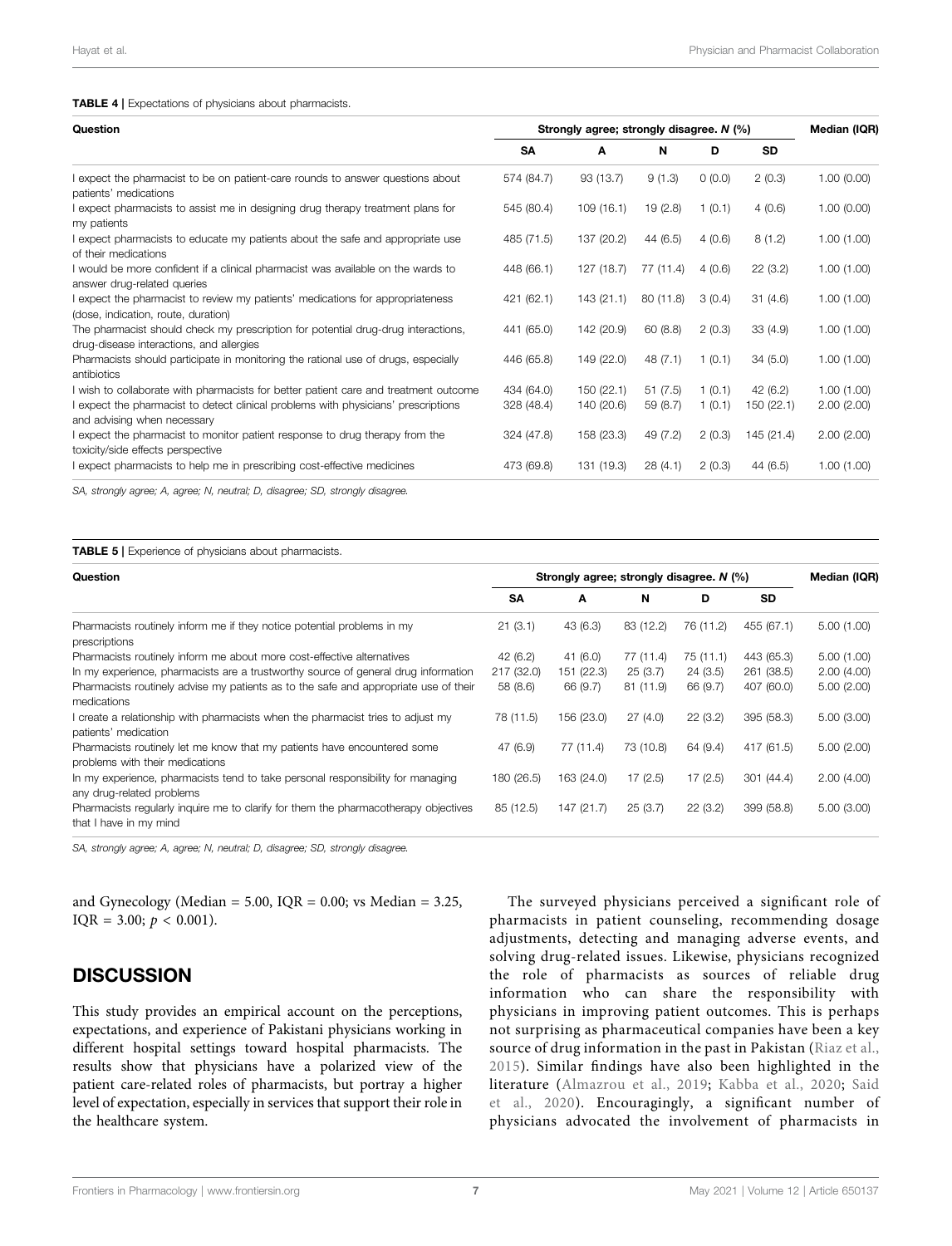**TABLE 4 |** Expectations of physicians about pharmacists.

| Question | Strongly agree; strongly disagree. *N* (%) | | | | | Median (IQR) |
|---|---|---|---|---|---|---|
| | SA | A | N | D | SD | |
| I expect the pharmacist to be on patient-care rounds to answer questions about patients' medications | 574 (84.7) | 93 (13.7) | 9 (1.3) | 0 (0.0) | 2 (0.3) | 1.00 (0.00) |
| I expect pharmacists to assist me in designing drug therapy treatment plans for my patients | 545 (80.4) | 109 (16.1) | 19 (2.8) | 1 (0.1) | 4 (0.6) | 1.00 (0.00) |
| I expect pharmacists to educate my patients about the safe and appropriate use of their medications | 485 (71.5) | 137 (20.2) | 44 (6.5) | 4 (0.6) | 8 (1.2) | 1.00 (1.00) |
| I would be more confident if a clinical pharmacist was available on the wards to answer drug-related queries | 448 (66.1) | 127 (18.7) | 77 (11.4) | 4 (0.6) | 22 (3.2) | 1.00 (1.00) |
| I expect the pharmacist to review my patients' medications for appropriateness (dose, indication, route, duration) | 421 (62.1) | 143 (21.1) | 80 (11.8) | 3 (0.4) | 31 (4.6) | 1.00 (1.00) |
| The pharmacist should check my prescription for potential drug-drug interactions, drug-disease interactions, and allergies | 441 (65.0) | 142 (20.9) | 60 (8.8) | 2 (0.3) | 33 (4.9) | 1.00 (1.00) |
| Pharmacists should participate in monitoring the rational use of drugs, especially antibiotics | 446 (65.8) | 149 (22.0) | 48 (7.1) | 1 (0.1) | 34 (5.0) | 1.00 (1.00) |
| I wish to collaborate with pharmacists for better patient care and treatment outcome | 434 (64.0) | 150 (22.1) | 51 (7.5) | 1 (0.1) | 42 (6.2) | 1.00 (1.00) |
| I expect the pharmacist to detect clinical problems with physicians' prescriptions and advising when necessary | 328 (48.4) | 140 (20.6) | 59 (8.7) | 1 (0.1) | 150 (22.1) | 2.00 (2.00) |
| I expect the pharmacist to monitor patient response to drug therapy from the toxicity/side effects perspective | 324 (47.8) | 158 (23.3) | 49 (7.2) | 2 (0.3) | 145 (21.4) | 2.00 (2.00) |
| I expect pharmacists to help me in prescribing cost-effective medicines | 473 (69.8) | 131 (19.3) | 28 (4.1) | 2 (0.3) | 44 (6.5) | 1.00 (1.00) |

*SA, strongly agree; A, agree; N, neutral; D, disagree; SD, strongly disagree.*

**TABLE 5 |** Experience of physicians about pharmacists.

| Question | Strongly agree; strongly disagree. *N* (%) | | | | | Median (IQR) |
|---|---|---|---|---|---|---|
| | SA | A | N | D | SD | |
| Pharmacists routinely inform me if they notice potential problems in my prescriptions | 21 (3.1) | 43 (6.3) | 83 (12.2) | 76 (11.2) | 455 (67.1) | 5.00 (1.00) |
| Pharmacists routinely inform me about more cost-effective alternatives | 42 (6.2) | 41 (6.0) | 77 (11.4) | 75 (11.1) | 443 (65.3) | 5.00 (1.00) |
| In my experience, pharmacists are a trustworthy source of general drug information | 217 (32.0) | 151 (22.3) | 25 (3.7) | 24 (3.5) | 261 (38.5) | 2.00 (4.00) |
| Pharmacists routinely advise my patients as to the safe and appropriate use of their medications | 58 (8.6) | 66 (9.7) | 81 (11.9) | 66 (9.7) | 407 (60.0) | 5.00 (2.00) |
| I create a relationship with pharmacists when the pharmacist tries to adjust my patients' medication | 78 (11.5) | 156 (23.0) | 27 (4.0) | 22 (3.2) | 395 (58.3) | 5.00 (3.00) |
| Pharmacists routinely let me know that my patients have encountered some problems with their medications | 47 (6.9) | 77 (11.4) | 73 (10.8) | 64 (9.4) | 417 (61.5) | 5.00 (2.00) |
| In my experience, pharmacists tend to take personal responsibility for managing any drug-related problems | 180 (26.5) | 163 (24.0) | 17 (2.5) | 17 (2.5) | 301 (44.4) | 2.00 (4.00) |
| Pharmacists regularly inquire me to clarify for them the pharmacotherapy objectives that I have in my mind | 85 (12.5) | 147 (21.7) | 25 (3.7) | 22 (3.2) | 399 (58.8) | 5.00 (3.00) |

*SA, strongly agree; A, agree; N, neutral; D, disagree; SD, strongly disagree.*

and Gynecology (Median = 5.00, IQR = 0.00; vs Median = 3.25, IQR = 3.00; $p < 0.001$).

## DISCUSSION

This study provides an empirical account on the perceptions, expectations, and experience of Pakistani physicians working in different hospital settings toward hospital pharmacists. The results show that physicians have a polarized view of the patient care-related roles of pharmacists, but portray a higher level of expectation, especially in services that support their role in the healthcare system.

The surveyed physicians perceived a significant role of pharmacists in patient counseling, recommending dosage adjustments, detecting and managing adverse events, and solving drug-related issues. Likewise, physicians recognized the role of pharmacists as sources of reliable drug information who can share the responsibility with physicians in improving patient outcomes. This is perhaps not surprising as pharmaceutical companies have been a key source of drug information in the past in Pakistan (Riaz et al., 2015). Similar findings have also been highlighted in the literature (Almazrou et al., 2019; Kabba et al., 2020; Said et al., 2020). Encouragingly, a significant number of physicians advocated the involvement of pharmacists in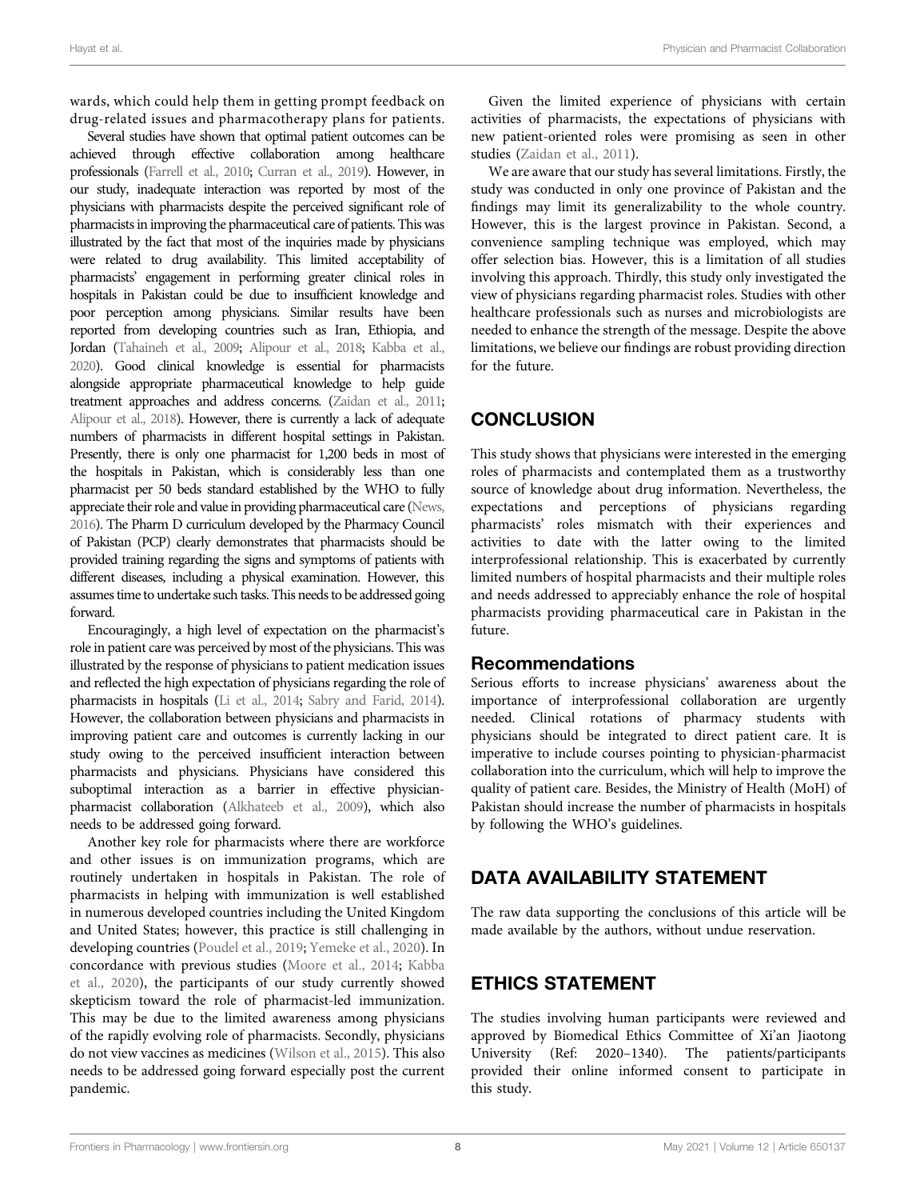wards, which could help them in getting prompt feedback on drug-related issues and pharmacotherapy plans for patients.

Several studies have shown that optimal patient outcomes can be achieved through effective collaboration among healthcare professionals (Farrell et al., 2010; Curran et al., 2019). However, in our study, inadequate interaction was reported by most of the physicians with pharmacists despite the perceived significant role of pharmacists in improving the pharmaceutical care of patients. This was illustrated by the fact that most of the inquiries made by physicians were related to drug availability. This limited acceptability of pharmacists' engagement in performing greater clinical roles in hospitals in Pakistan could be due to insufficient knowledge and poor perception among physicians. Similar results have been reported from developing countries such as Iran, Ethiopia, and Jordan (Tahaineh et al., 2009; Alipour et al., 2018; Kabba et al., 2020). Good clinical knowledge is essential for pharmacists alongside appropriate pharmaceutical knowledge to help guide treatment approaches and address concerns. (Zaidan et al., 2011; Alipour et al., 2018). However, there is currently a lack of adequate numbers of pharmacists in different hospital settings in Pakistan. Presently, there is only one pharmacist for 1,200 beds in most of the hospitals in Pakistan, which is considerably less than one pharmacist per 50 beds standard established by the WHO to fully appreciate their role and value in providing pharmaceutical care (News, 2016). The Pharm D curriculum developed by the Pharmacy Council of Pakistan (PCP) clearly demonstrates that pharmacists should be provided training regarding the signs and symptoms of patients with different diseases, including a physical examination. However, this assumes time to undertake such tasks. This needs to be addressed going forward.

Encouragingly, a high level of expectation on the pharmacist's role in patient care was perceived by most of the physicians. This was illustrated by the response of physicians to patient medication issues and reflected the high expectation of physicians regarding the role of pharmacists in hospitals (Li et al., 2014; Sabry and Farid, 2014). However, the collaboration between physicians and pharmacists in improving patient care and outcomes is currently lacking in our study owing to the perceived insufficient interaction between pharmacists and physicians. Physicians have considered this suboptimal interaction as a barrier in effective physician-pharmacist collaboration (Alkhateeb et al., 2009), which also needs to be addressed going forward.

Another key role for pharmacists where there are workforce and other issues is on immunization programs, which are routinely undertaken in hospitals in Pakistan. The role of pharmacists in helping with immunization is well established in numerous developed countries including the United Kingdom and United States; however, this practice is still challenging in developing countries (Poudel et al., 2019; Yemeke et al., 2020). In concordance with previous studies (Moore et al., 2014; Kabba et al., 2020), the participants of our study currently showed skepticism toward the role of pharmacist-led immunization. This may be due to the limited awareness among physicians of the rapidly evolving role of pharmacists. Secondly, physicians do not view vaccines as medicines (Wilson et al., 2015). This also needs to be addressed going forward especially post the current pandemic.

Given the limited experience of physicians with certain activities of pharmacists, the expectations of physicians with new patient-oriented roles were promising as seen in other studies (Zaidan et al., 2011).

We are aware that our study has several limitations. Firstly, the study was conducted in only one province of Pakistan and the findings may limit its generalizability to the whole country. However, this is the largest province in Pakistan. Second, a convenience sampling technique was employed, which may offer selection bias. However, this is a limitation of all studies involving this approach. Thirdly, this study only investigated the view of physicians regarding pharmacist roles. Studies with other healthcare professionals such as nurses and microbiologists are needed to enhance the strength of the message. Despite the above limitations, we believe our findings are robust providing direction for the future.

## CONCLUSION

This study shows that physicians were interested in the emerging roles of pharmacists and contemplated them as a trustworthy source of knowledge about drug information. Nevertheless, the expectations and perceptions of physicians regarding pharmacists' roles mismatch with their experiences and activities to date with the latter owing to the limited interprofessional relationship. This is exacerbated by currently limited numbers of hospital pharmacists and their multiple roles and needs addressed to appreciably enhance the role of hospital pharmacists providing pharmaceutical care in Pakistan in the future.

### Recommendations

Serious efforts to increase physicians' awareness about the importance of interprofessional collaboration are urgently needed. Clinical rotations of pharmacy students with physicians should be integrated to direct patient care. It is imperative to include courses pointing to physician-pharmacist collaboration into the curriculum, which will help to improve the quality of patient care. Besides, the Ministry of Health (MoH) of Pakistan should increase the number of pharmacists in hospitals by following the WHO's guidelines.

## DATA AVAILABILITY STATEMENT

The raw data supporting the conclusions of this article will be made available by the authors, without undue reservation.

## ETHICS STATEMENT

The studies involving human participants were reviewed and approved by Biomedical Ethics Committee of Xi'an Jiaotong University (Ref: 2020–1340). The patients/participants provided their online informed consent to participate in this study.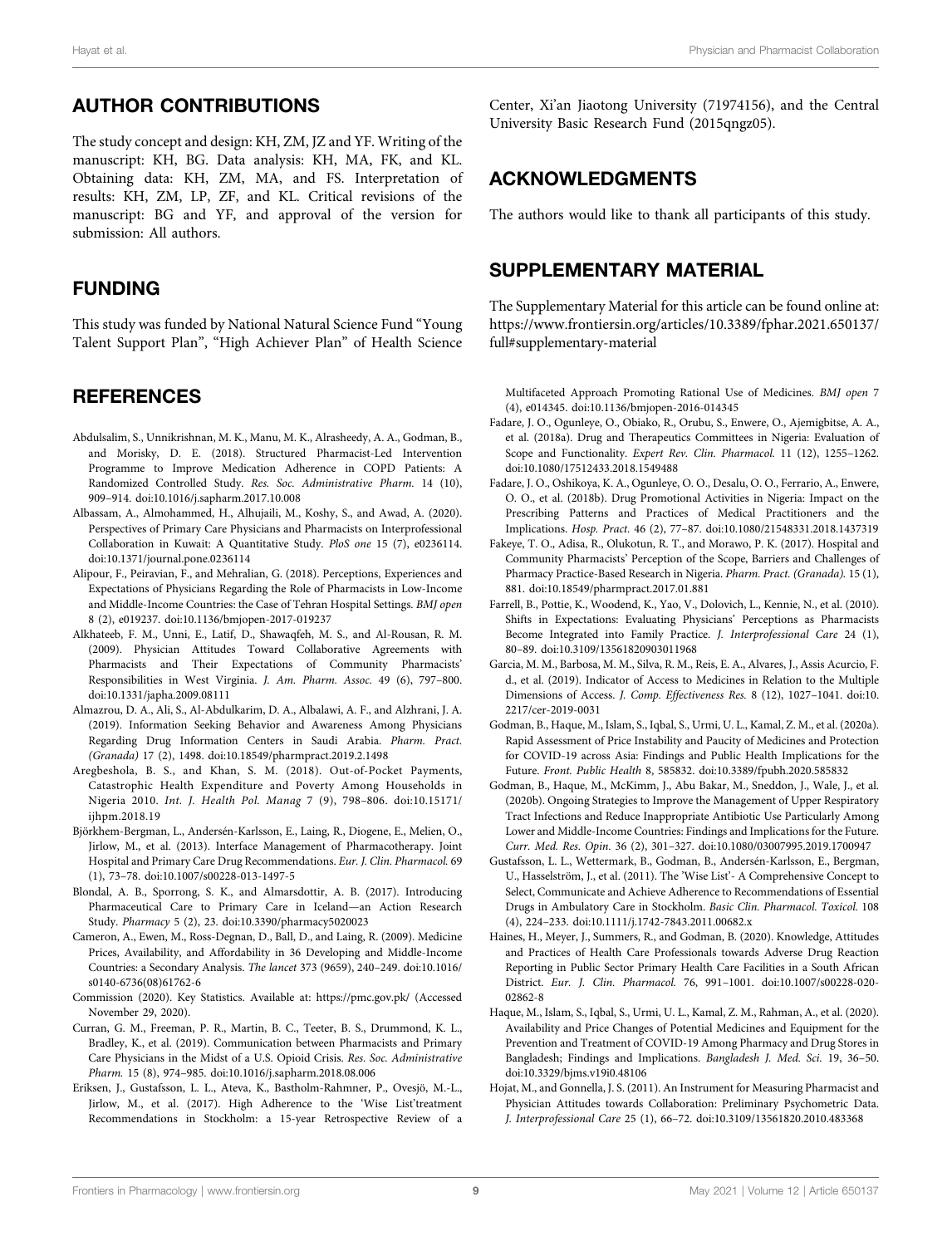## AUTHOR CONTRIBUTIONS

The study concept and design: KH, ZM, JZ and YF. Writing of the manuscript: KH, BG. Data analysis: KH, MA, FK, and KL. Obtaining data: KH, ZM, MA, and FS. Interpretation of results: KH, ZM, LP, ZF, and KL. Critical revisions of the manuscript: BG and YF, and approval of the version for submission: All authors.

## FUNDING

This study was funded by National Natural Science Fund "Young Talent Support Plan", "High Achiever Plan" of Health Science Center, Xi'an Jiaotong University (71974156), and the Central University Basic Research Fund (2015qngz05).

## ACKNOWLEDGMENTS

The authors would like to thank all participants of this study.

## SUPPLEMENTARY MATERIAL

The Supplementary Material for this article can be found online at: https://www.frontiersin.org/articles/10.3389/fphar.2021.650137/full#supplementary-material

## REFERENCES

Abdulsalim, S., Unnikrishnan, M. K., Manu, M. K., Alrasheedy, A. A., Godman, B., and Morisky, D. E. (2018). Structured Pharmacist-Led Intervention Programme to Improve Medication Adherence in COPD Patients: A Randomized Controlled Study. *Res. Soc. Administrative Pharm.* 14 (10), 909–914. doi:10.1016/j.sapharm.2017.10.008

Albassam, A., Almohammed, H., Alhujaili, M., Koshy, S., and Awad, A. (2020). Perspectives of Primary Care Physicians and Pharmacists on Interprofessional Collaboration in Kuwait: A Quantitative Study. *PloS one* 15 (7), e0236114. doi:10.1371/journal.pone.0236114

Alipour, F., Peiravian, F., and Mehralian, G. (2018). Perceptions, Experiences and Expectations of Physicians Regarding the Role of Pharmacists in Low-Income and Middle-Income Countries: the Case of Tehran Hospital Settings. *BMJ open* 8 (2), e019237. doi:10.1136/bmjopen-2017-019237

Alkhateeb, F. M., Unni, E., Latif, D., Shawaqfeh, M. S., and Al-Rousan, R. M. (2009). Physician Attitudes Toward Collaborative Agreements with Pharmacists and Their Expectations of Community Pharmacists' Responsibilities in West Virginia. *J. Am. Pharm. Assoc.* 49 (6), 797–800. doi:10.1331/japha.2009.08111

Almazrou, D. A., Ali, S., Al-Abdulkarim, D. A., Albalawi, A. F., and Alzhrani, J. A. (2019). Information Seeking Behavior and Awareness Among Physicians Regarding Drug Information Centers in Saudi Arabia. *Pharm. Pract. (Granada)* 17 (2), 1498. doi:10.18549/pharmpract.2019.2.1498

Aregbeshola, B. S., and Khan, S. M. (2018). Out-of-Pocket Payments, Catastrophic Health Expenditure and Poverty Among Households in Nigeria 2010. *Int. J. Health Pol. Manag* 7 (9), 798–806. doi:10.15171/ijhpm.2018.19

Björkhem-Bergman, L., Andersén-Karlsson, E., Laing, R., Diogene, E., Melien, O., Jirlow, M., et al. (2013). Interface Management of Pharmacotherapy. Joint Hospital and Primary Care Drug Recommendations. *Eur. J. Clin. Pharmacol.* 69 (1), 73–78. doi:10.1007/s00228-013-1497-5

Blondal, A. B., Sporrong, S. K., and Almarsdottir, A. B. (2017). Introducing Pharmaceutical Care to Primary Care in Iceland—an Action Research Study. *Pharmacy* 5 (2), 23. doi:10.3390/pharmacy5020023

Cameron, A., Ewen, M., Ross-Degnan, D., Ball, D., and Laing, R. (2009). Medicine Prices, Availability, and Affordability in 36 Developing and Middle-Income Countries: a Secondary Analysis. *The lancet* 373 (9659), 240–249. doi:10.1016/s0140-6736(08)61762-6

Commission (2020). Key Statistics. Available at: https://pmc.gov.pk/ (Accessed November 29, 2020).

Curran, G. M., Freeman, P. R., Martin, B. C., Teeter, B. S., Drummond, K. L., Bradley, K., et al. (2019). Communication between Pharmacists and Primary Care Physicians in the Midst of a U.S. Opioid Crisis. *Res. Soc. Administrative Pharm.* 15 (8), 974–985. doi:10.1016/j.sapharm.2018.08.006

Eriksen, J., Gustafsson, L. L., Ateva, K., Bastholm-Rahmner, P., Ovesjö, M.-L., Jirlow, M., et al. (2017). High Adherence to the 'Wise List'treatment Recommendations in Stockholm: a 15-year Retrospective Review of a Multifaceted Approach Promoting Rational Use of Medicines. *BMJ open* 7 (4), e014345. doi:10.1136/bmjopen-2016-014345

Fadare, J. O., Ogunleye, O., Obiako, R., Orubu, S., Enwere, O., Ajemigbitse, A. A., et al. (2018a). Drug and Therapeutics Committees in Nigeria: Evaluation of Scope and Functionality. *Expert Rev. Clin. Pharmacol.* 11 (12), 1255–1262. doi:10.1080/17512433.2018.1549488

Fadare, J. O., Oshikoya, K. A., Ogunleye, O. O., Desalu, O. O., Ferrario, A., Enwere, O. O., et al. (2018b). Drug Promotional Activities in Nigeria: Impact on the Prescribing Patterns and Practices of Medical Practitioners and the Implications. *Hosp. Pract.* 46 (2), 77–87. doi:10.1080/21548331.2018.1437319

Fakeye, T. O., Adisa, R., Olukotun, R. T., and Morawo, P. K. (2017). Hospital and Community Pharmacists' Perception of the Scope, Barriers and Challenges of Pharmacy Practice-Based Research in Nigeria. *Pharm. Pract. (Granada).* 15 (1), 881. doi:10.18549/pharmpract.2017.01.881

Farrell, B., Pottie, K., Woodend, K., Yao, V., Dolovich, L., Kennie, N., et al. (2010). Shifts in Expectations: Evaluating Physicians' Perceptions as Pharmacists Become Integrated into Family Practice. *J. Interprofessional Care* 24 (1), 80–89. doi:10.3109/13561820903011968

Garcia, M. M., Barbosa, M. M., Silva, R. M., Reis, E. A., Alvares, J., Assis Acurcio, F. d., et al. (2019). Indicator of Access to Medicines in Relation to the Multiple Dimensions of Access. *J. Comp. Effectiveness Res.* 8 (12), 1027–1041. doi:10.2217/cer-2019-0031

Godman, B., Haque, M., Islam, S., Iqbal, S., Urmi, U. L., Kamal, Z. M., et al. (2020a). Rapid Assessment of Price Instability and Paucity of Medicines and Protection for COVID-19 across Asia: Findings and Public Health Implications for the Future. *Front. Public Health* 8, 585832. doi:10.3389/fpubh.2020.585832

Godman, B., Haque, M., McKimm, J., Abu Bakar, M., Sneddon, J., Wale, J., et al. (2020b). Ongoing Strategies to Improve the Management of Upper Respiratory Tract Infections and Reduce Inappropriate Antibiotic Use Particularly Among Lower and Middle-Income Countries: Findings and Implications for the Future. *Curr. Med. Res. Opin.* 36 (2), 301–327. doi:10.1080/03007995.2019.1700947

Gustafsson, L. L., Wettermark, B., Godman, B., Andersén-Karlsson, E., Bergman, U., Hasselström, J., et al. (2011). The 'Wise List'- A Comprehensive Concept to Select, Communicate and Achieve Adherence to Recommendations of Essential Drugs in Ambulatory Care in Stockholm. *Basic Clin. Pharmacol. Toxicol.* 108 (4), 224–233. doi:10.1111/j.1742-7843.2011.00682.x

Haines, H., Meyer, J., Summers, R., and Godman, B. (2020). Knowledge, Attitudes and Practices of Health Care Professionals towards Adverse Drug Reaction Reporting in Public Sector Primary Health Care Facilities in a South African District. *Eur. J. Clin. Pharmacol.* 76, 991–1001. doi:10.1007/s00228-020-02862-8

Haque, M., Islam, S., Iqbal, S., Urmi, U. L., Kamal, Z. M., Rahman, A., et al. (2020). Availability and Price Changes of Potential Medicines and Equipment for the Prevention and Treatment of COVID-19 Among Pharmacy and Drug Stores in Bangladesh; Findings and Implications. *Bangladesh J. Med. Sci.* 19, 36–50. doi:10.3329/bjms.v19i0.48106

Hojat, M., and Gonnella, J. S. (2011). An Instrument for Measuring Pharmacist and Physician Attitudes towards Collaboration: Preliminary Psychometric Data. *J. Interprofessional Care* 25 (1), 66–72. doi:10.3109/13561820.2010.483368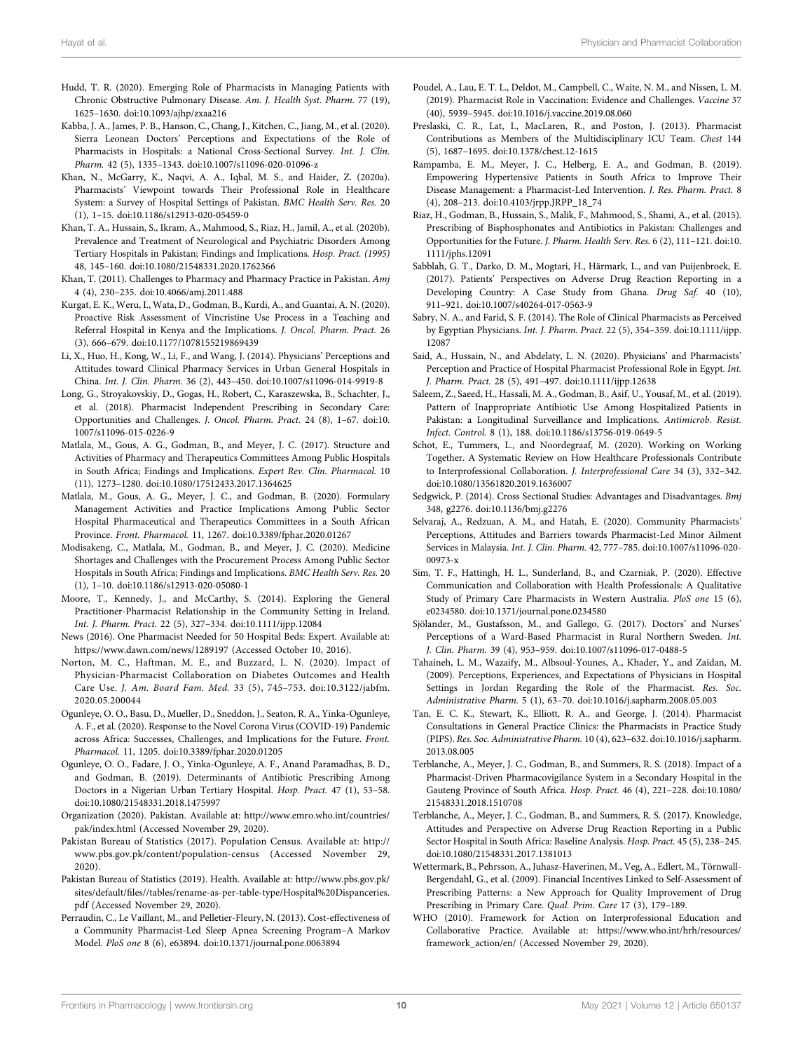Hudd, T. R. (2020). Emerging Role of Pharmacists in Managing Patients with Chronic Obstructive Pulmonary Disease. *Am. J. Health Syst. Pharm.* 77 (19), 1625–1630. doi:10.1093/ajhp/zxaa216

Kabba, J. A., James, P. B., Hanson, C., Chang, J., Kitchen, C., Jiang, M., et al. (2020). Sierra Leonean Doctors' Perceptions and Expectations of the Role of Pharmacists in Hospitals: a National Cross-Sectional Survey. *Int. J. Clin. Pharm.* 42 (5), 1335–1343. doi:10.1007/s11096-020-01096-z

Khan, N., McGarry, K., Naqvi, A. A., Iqbal, M. S., and Haider, Z. (2020a). Pharmacists' Viewpoint towards Their Professional Role in Healthcare System: a Survey of Hospital Settings of Pakistan. *BMC Health Serv. Res.* 20 (1), 1–15. doi:10.1186/s12913-020-05459-0

Khan, T. A., Hussain, S., Ikram, A., Mahmood, S., Riaz, H., Jamil, A., et al. (2020b). Prevalence and Treatment of Neurological and Psychiatric Disorders Among Tertiary Hospitals in Pakistan; Findings and Implications. *Hosp. Pract. (1995)* 48, 145–160. doi:10.1080/21548331.2020.1762366

Khan, T. (2011). Challenges to Pharmacy and Pharmacy Practice in Pakistan. *Amj* 4 (4), 230–235. doi:10.4066/amj.2011.488

Kurgat, E. K., Weru, I., Wata, D., Godman, B., Kurdi, A., and Guantai, A. N. (2020). Proactive Risk Assessment of Vincristine Use Process in a Teaching and Referral Hospital in Kenya and the Implications. *J. Oncol. Pharm. Pract.* 26 (3), 666–679. doi:10.1177/1078155219869439

Li, X., Huo, H., Kong, W., Li, F., and Wang, J. (2014). Physicians' Perceptions and Attitudes toward Clinical Pharmacy Services in Urban General Hospitals in China. *Int. J. Clin. Pharm.* 36 (2), 443–450. doi:10.1007/s11096-014-9919-8

Long, G., Stroyakovskiy, D., Gogas, H., Robert, C., Karaszewska, B., Schachter, J., et al. (2018). Pharmacist Independent Prescribing in Secondary Care: Opportunities and Challenges. *J. Oncol. Pharm. Pract.* 24 (8), 1–67. doi:10.1007/s11096-015-0226-9

Matlala, M., Gous, A. G., Godman, B., and Meyer, J. C. (2017). Structure and Activities of Pharmacy and Therapeutics Committees Among Public Hospitals in South Africa; Findings and Implications. *Expert Rev. Clin. Pharmacol.* 10 (11), 1273–1280. doi:10.1080/17512433.2017.1364625

Matlala, M., Gous, A. G., Meyer, J. C., and Godman, B. (2020). Formulary Management Activities and Practice Implications Among Public Sector Hospital Pharmaceutical and Therapeutics Committees in a South African Province. *Front. Pharmacol.* 11, 1267. doi:10.3389/fphar.2020.01267

Modisakeng, C., Matlala, M., Godman, B., and Meyer, J. C. (2020). Medicine Shortages and Challenges with the Procurement Process Among Public Sector Hospitals in South Africa; Findings and Implications. *BMC Health Serv. Res.* 20 (1), 1–10. doi:10.1186/s12913-020-05080-1

Moore, T., Kennedy, J., and McCarthy, S. (2014). Exploring the General Practitioner-Pharmacist Relationship in the Community Setting in Ireland. *Int. J. Pharm. Pract.* 22 (5), 327–334. doi:10.1111/ijpp.12084

News (2016). One Pharmacist Needed for 50 Hospital Beds: Expert. Available at: https://www.dawn.com/news/1289197 (Accessed October 10, 2016).

Norton, M. C., Haftman, M. E., and Buzzard, L. N. (2020). Impact of Physician-Pharmacist Collaboration on Diabetes Outcomes and Health Care Use. *J. Am. Board Fam. Med.* 33 (5), 745–753. doi:10.3122/jabfm.2020.05.200044

Ogunleye, O. O., Basu, D., Mueller, D., Sneddon, J., Seaton, R. A., Yinka-Ogunleye, A. F., et al. (2020). Response to the Novel Corona Virus (COVID-19) Pandemic across Africa: Successes, Challenges, and Implications for the Future. *Front. Pharmacol.* 11, 1205. doi:10.3389/fphar.2020.01205

Ogunleye, O. O., Fadare, J. O., Yinka-Ogunleye, A. F., Anand Paramadhas, B. D., and Godman, B. (2019). Determinants of Antibiotic Prescribing Among Doctors in a Nigerian Urban Tertiary Hospital. *Hosp. Pract.* 47 (1), 53–58. doi:10.1080/21548331.2018.1475997

Organization (2020). Pakistan. Available at: http://www.emro.who.int/countries/pak/index.html (Accessed November 29, 2020).

Pakistan Bureau of Statistics (2017). Population Census. Available at: http://www.pbs.gov.pk/content/population-census (Accessed November 29, 2020).

Pakistan Bureau of Statistics (2019). Health. Available at: http://www.pbs.gov.pk/sites/default/files//tables/rename-as-per-table-type/Hospital%20Dispanceries.pdf (Accessed November 29, 2020).

Perraudin, C., Le Vaillant, M., and Pelletier-Fleury, N. (2013). Cost-effectiveness of a Community Pharmacist-Led Sleep Apnea Screening Program–A Markov Model. *PloS one* 8 (6), e63894. doi:10.1371/journal.pone.0063894

Poudel, A., Lau, E. T. L., Deldot, M., Campbell, C., Waite, N. M., and Nissen, L. M. (2019). Pharmacist Role in Vaccination: Evidence and Challenges. *Vaccine* 37 (40), 5939–5945. doi:10.1016/j.vaccine.2019.08.060

Preslaski, C. R., Lat, I., MacLaren, R., and Poston, J. (2013). Pharmacist Contributions as Members of the Multidisciplinary ICU Team. *Chest* 144 (5), 1687–1695. doi:10.1378/chest.12-1615

Rampamba, E. M., Meyer, J. C., Helberg, E. A., and Godman, B. (2019). Empowering Hypertensive Patients in South Africa to Improve Their Disease Management: a Pharmacist-Led Intervention. *J. Res. Pharm. Pract.* 8 (4), 208–213. doi:10.4103/jrpp.JRPP_18_74

Riaz, H., Godman, B., Hussain, S., Malik, F., Mahmood, S., Shami, A., et al. (2015). Prescribing of Bisphosphonates and Antibiotics in Pakistan: Challenges and Opportunities for the Future. *J. Pharm. Health Serv. Res.* 6 (2), 111–121. doi:10.1111/jphs.12091

Sabblah, G. T., Darko, D. M., Mogtari, H., Härmark, L., and van Puijenbroek, E. (2017). Patients' Perspectives on Adverse Drug Reaction Reporting in a Developing Country: A Case Study from Ghana. *Drug Saf.* 40 (10), 911–921. doi:10.1007/s40264-017-0563-9

Sabry, N. A., and Farid, S. F. (2014). The Role of Clinical Pharmacists as Perceived by Egyptian Physicians. *Int. J. Pharm. Pract.* 22 (5), 354–359. doi:10.1111/ijpp.12087

Said, A., Hussain, N., and Abdelaty, L. N. (2020). Physicians' and Pharmacists' Perception and Practice of Hospital Pharmacist Professional Role in Egypt. *Int. J. Pharm. Pract.* 28 (5), 491–497. doi:10.1111/ijpp.12638

Saleem, Z., Saeed, H., Hassali, M. A., Godman, B., Asif, U., Yousaf, M., et al. (2019). Pattern of Inappropriate Antibiotic Use Among Hospitalized Patients in Pakistan: a Longitudinal Surveillance and Implications. *Antimicrob. Resist. Infect. Control.* 8 (1), 188. doi:10.1186/s13756-019-0649-5

Schot, E., Tummers, L., and Noordegraaf, M. (2020). Working on Working Together. A Systematic Review on How Healthcare Professionals Contribute to Interprofessional Collaboration. *J. Interprofessional Care* 34 (3), 332–342. doi:10.1080/13561820.2019.1636007

Sedgwick, P. (2014). Cross Sectional Studies: Advantages and Disadvantages. *Bmj* 348, g2276. doi:10.1136/bmj.g2276

Selvaraj, A., Redzuan, A. M., and Hatah, E. (2020). Community Pharmacists' Perceptions, Attitudes and Barriers towards Pharmacist-Led Minor Ailment Services in Malaysia. *Int. J. Clin. Pharm.* 42, 777–785. doi:10.1007/s11096-020-00973-x

Sim, T. F., Hattingh, H. L., Sunderland, B., and Czarniak, P. (2020). Effective Communication and Collaboration with Health Professionals: A Qualitative Study of Primary Care Pharmacists in Western Australia. *PloS one* 15 (6), e0234580. doi:10.1371/journal.pone.0234580

Sjölander, M., Gustafsson, M., and Gallego, G. (2017). Doctors' and Nurses' Perceptions of a Ward-Based Pharmacist in Rural Northern Sweden. *Int. J. Clin. Pharm.* 39 (4), 953–959. doi:10.1007/s11096-017-0488-5

Tahaineh, L. M., Wazaify, M., Albsoul-Younes, A., Khader, Y., and Zaidan, M. (2009). Perceptions, Experiences, and Expectations of Physicians in Hospital Settings in Jordan Regarding the Role of the Pharmacist. *Res. Soc. Administrative Pharm.* 5 (1), 63–70. doi:10.1016/j.sapharm.2008.05.003

Tan, E. C. K., Stewart, K., Elliott, R. A., and George, J. (2014). Pharmacist Consultations in General Practice Clinics: the Pharmacists in Practice Study (PIPS). *Res. Soc. Administrative Pharm.* 10 (4), 623–632. doi:10.1016/j.sapharm.2013.08.005

Terblanche, A., Meyer, J. C., Godman, B., and Summers, R. S. (2018). Impact of a Pharmacist-Driven Pharmacovigilance System in a Secondary Hospital in the Gauteng Province of South Africa. *Hosp. Pract.* 46 (4), 221–228. doi:10.1080/21548331.2018.1510708

Terblanche, A., Meyer, J. C., Godman, B., and Summers, R. S. (2017). Knowledge, Attitudes and Perspective on Adverse Drug Reaction Reporting in a Public Sector Hospital in South Africa: Baseline Analysis. *Hosp. Pract.* 45 (5), 238–245. doi:10.1080/21548331.2017.1381013

Wettermark, B., Pehrsson, A., Juhasz-Haverinen, M., Veg, A., Edlert, M., Törnwall-Bergendahl, G., et al. (2009). Financial Incentives Linked to Self-Assessment of Prescribing Patterns: a New Approach for Quality Improvement of Drug Prescribing in Primary Care. *Qual. Prim. Care* 17 (3), 179–189.

WHO (2010). Framework for Action on Interprofessional Education and Collaborative Practice. Available at: https://www.who.int/hrh/resources/framework_action/en/ (Accessed November 29, 2020).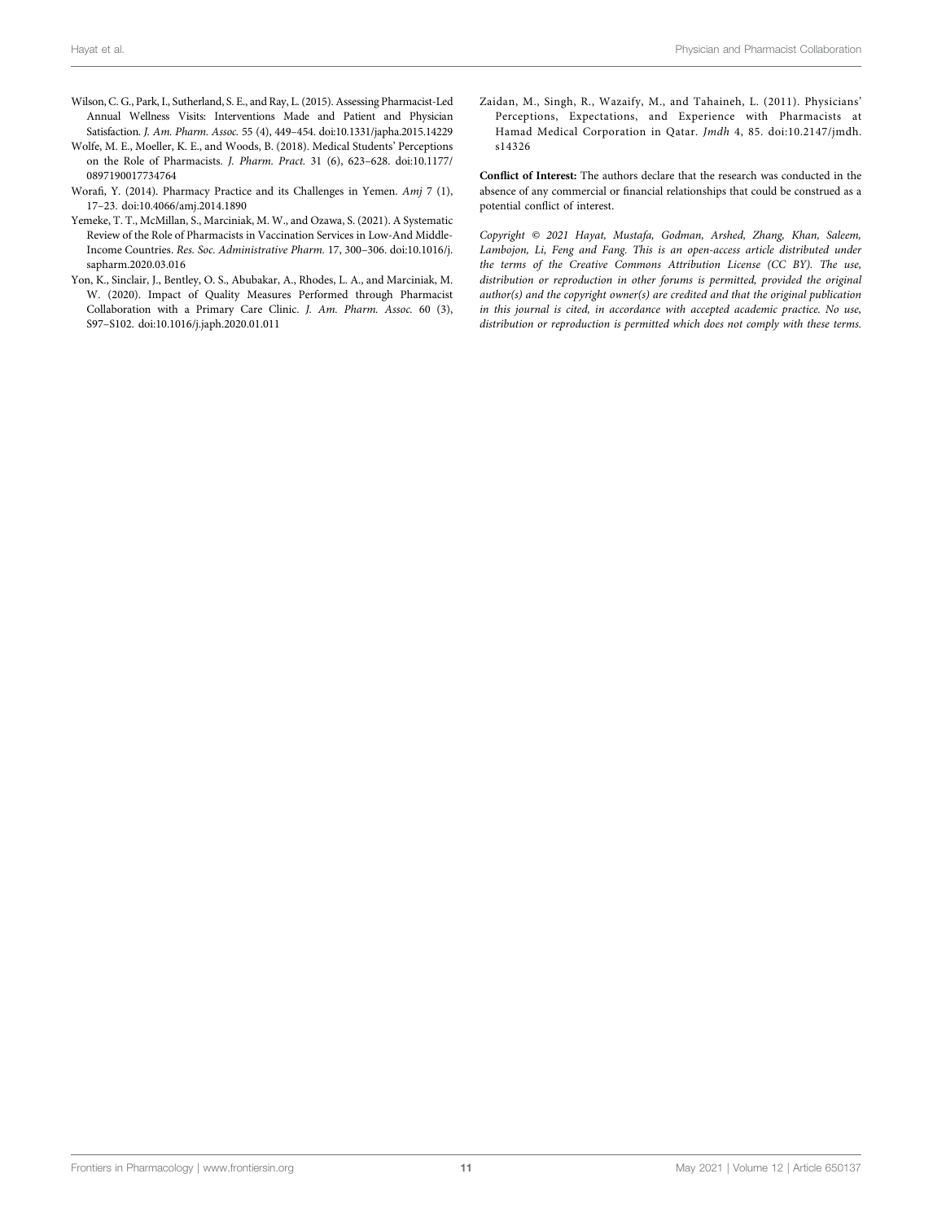Wilson, C. G., Park, I., Sutherland, S. E., and Ray, L. (2015). Assessing Pharmacist-Led Annual Wellness Visits: Interventions Made and Patient and Physician Satisfaction. *J. Am. Pharm. Assoc.* 55 (4), 449–454. doi:10.1331/japha.2015.14229

Wolfe, M. E., Moeller, K. E., and Woods, B. (2018). Medical Students' Perceptions on the Role of Pharmacists. *J. Pharm. Pract.* 31 (6), 623–628. doi:10.1177/0897190017734764

Worafi, Y. (2014). Pharmacy Practice and its Challenges in Yemen. *Amj* 7 (1), 17–23. doi:10.4066/amj.2014.1890

Yemeke, T. T., McMillan, S., Marciniak, M. W., and Ozawa, S. (2021). A Systematic Review of the Role of Pharmacists in Vaccination Services in Low-And Middle-Income Countries. *Res. Soc. Administrative Pharm.* 17, 300–306. doi:10.1016/j.sapharm.2020.03.016

Yon, K., Sinclair, J., Bentley, O. S., Abubakar, A., Rhodes, L. A., and Marciniak, M. W. (2020). Impact of Quality Measures Performed through Pharmacist Collaboration with a Primary Care Clinic. *J. Am. Pharm. Assoc.* 60 (3), S97–S102. doi:10.1016/j.japh.2020.01.011

Zaidan, M., Singh, R., Wazaify, M., and Tahaineh, L. (2011). Physicians' Perceptions, Expectations, and Experience with Pharmacists at Hamad Medical Corporation in Qatar. *Jmdh* 4, 85. doi:10.2147/jmdh.s14326

**Conflict of Interest:** The authors declare that the research was conducted in the absence of any commercial or financial relationships that could be construed as a potential conflict of interest.

*Copyright © 2021 Hayat, Mustafa, Godman, Arshed, Zhang, Khan, Saleem, Lambojon, Li, Feng and Fang. This is an open-access article distributed under the terms of the Creative Commons Attribution License (CC BY). The use, distribution or reproduction in other forums is permitted, provided the original author(s) and the copyright owner(s) are credited and that the original publication in this journal is cited, in accordance with accepted academic practice. No use, distribution or reproduction is permitted which does not comply with these terms.*